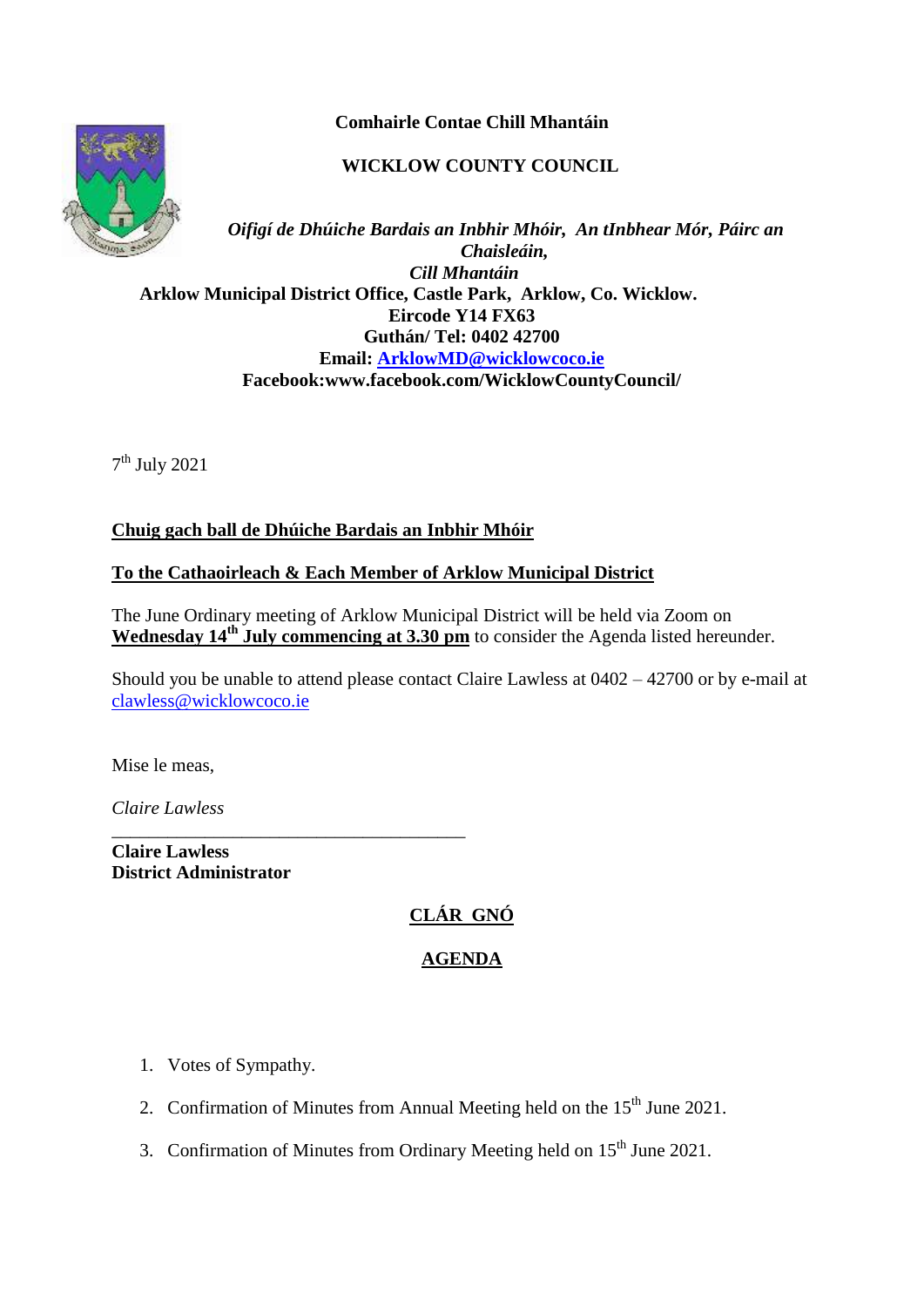**Comhairle Contae Chill Mhantáin**

**WICKLOW COUNTY COUNCIL**

***Oifigí de Dhúiche Bardais an Inbhir Mhóir, An tInbhear Mór, Páirc an Chaisleáin, Cill Mhantáin***

**Arklow Municipal District Office, Castle Park, Arklow, Co. Wicklow.**
**Eircode Y14 FX63**
**Guthán/ Tel: 0402 42700**
**Email: ArklowMD@wicklowcoco.ie**
**Facebook:www.facebook.com/WicklowCountyCouncil/**

7th July 2021

**Chuig gach ball de Dhúiche Bardais an Inbhir Mhóir**

**To the Cathaoirleach & Each Member of Arklow Municipal District**

The June Ordinary meeting of Arklow Municipal District will be held via Zoom on **Wednesday 14th July commencing at 3.30 pm** to consider the Agenda listed hereunder.

Should you be unable to attend please contact Claire Lawless at 0402 – 42700 or by e-mail at clawless@wicklowcoco.ie

Mise le meas,

*Claire Lawless*

\_\_\_\_\_\_\_\_\_\_\_\_\_\_\_\_\_\_\_\_\_\_\_\_\_\_\_\_\_\_\_\_\_\_\_\_\_\_\_\_

**Claire Lawless**
**District Administrator**

## CLÁR GNÓ

## AGENDA

1. Votes of Sympathy.
2. Confirmation of Minutes from Annual Meeting held on the 15th June 2021.
3. Confirmation of Minutes from Ordinary Meeting held on 15th June 2021.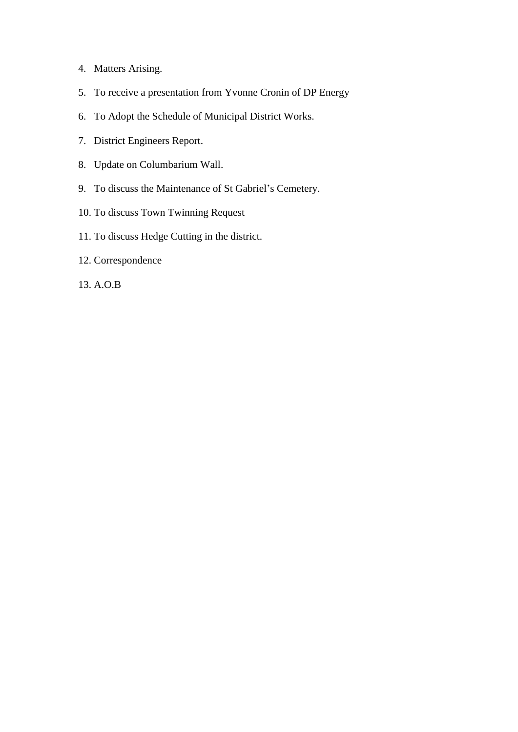4. Matters Arising.
5. To receive a presentation from Yvonne Cronin of DP Energy
6. To Adopt the Schedule of Municipal District Works.
7. District Engineers Report.
8. Update on Columbarium Wall.
9. To discuss the Maintenance of St Gabriel's Cemetery.
10. To discuss Town Twinning Request
11. To discuss Hedge Cutting in the district.
12. Correspondence
13. A.O.B